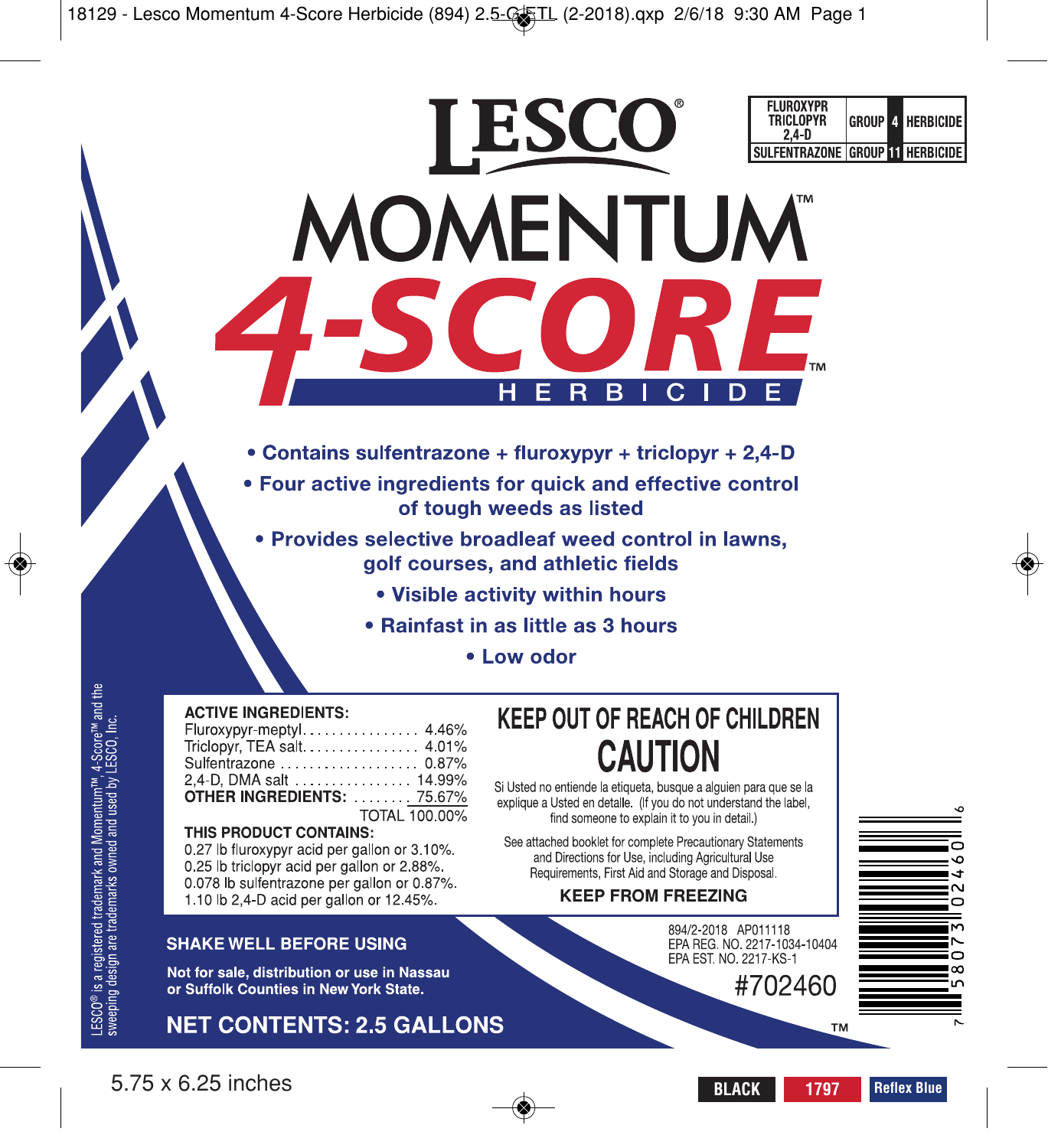| FLUROXYPYR TRICLOPYR 2,4-D | GROUP | 4 | HERBICIDE |
| --- | --- | --- | --- |
| SULFENTRAZONE | GROUP | 11 | HERBICIDE |

# LESCO®

# MOMENTUM™ 4-SCORE™ HERBICIDE

- **Contains sulfentrazone + fluroxypyr + triclopyr + 2,4-D**
- **Four active ingredients for quick and effective control of tough weeds as listed**
- **Provides selective broadleaf weed control in lawns, golf courses, and athletic fields**
- **Visible activity within hours**
- **Rainfast in as little as 3 hours**
- **Low odor**

**ACTIVE INGREDIENTS:**

| | |
| --- | --- |
| Fluroxypyr-meptyl | 4.46% |
| Triclopyr, TEA salt | 4.01% |
| Sulfentrazone | 0.87% |
| 2,4-D, DMA salt | 14.99% |
| **OTHER INGREDIENTS:** | 75.67% |
| TOTAL | 100.00% |

**THIS PRODUCT CONTAINS:**
0.27 lb fluroxypyr acid per gallon or 3.10%.
0.25 lb triclopyr acid per gallon or 2.88%.
0.078 lb sulfentrazone per gallon or 0.87%.
1.10 lb 2,4-D acid per gallon or 12.45%.

## KEEP OUT OF REACH OF CHILDREN

## CAUTION

Si Usted no entiende la etiqueta, busque a alguien para que se la explique a Usted en detalle. (If you do not understand the label, find someone to explain it to you in detail.)

See attached booklet for complete Precautionary Statements and Directions for Use, including Agricultural Use Requirements, First Aid and Storage and Disposal.

**KEEP FROM FREEZING**

**SHAKE WELL BEFORE USING**

**Not for sale, distribution or use in Nassau or Suffolk Counties in New York State.**

**NET CONTENTS: 2.5 GALLONS**

894/2-2018 AP011118
EPA REG. NO. 2217-1034-10404
EPA EST. NO. 2217-KS-1

#702460

7 58073 02460 6

LESCO® is a registered trademark and Momentum™, 4-Score™ and the sweeping design are trademarks owned and used by LESCO, Inc.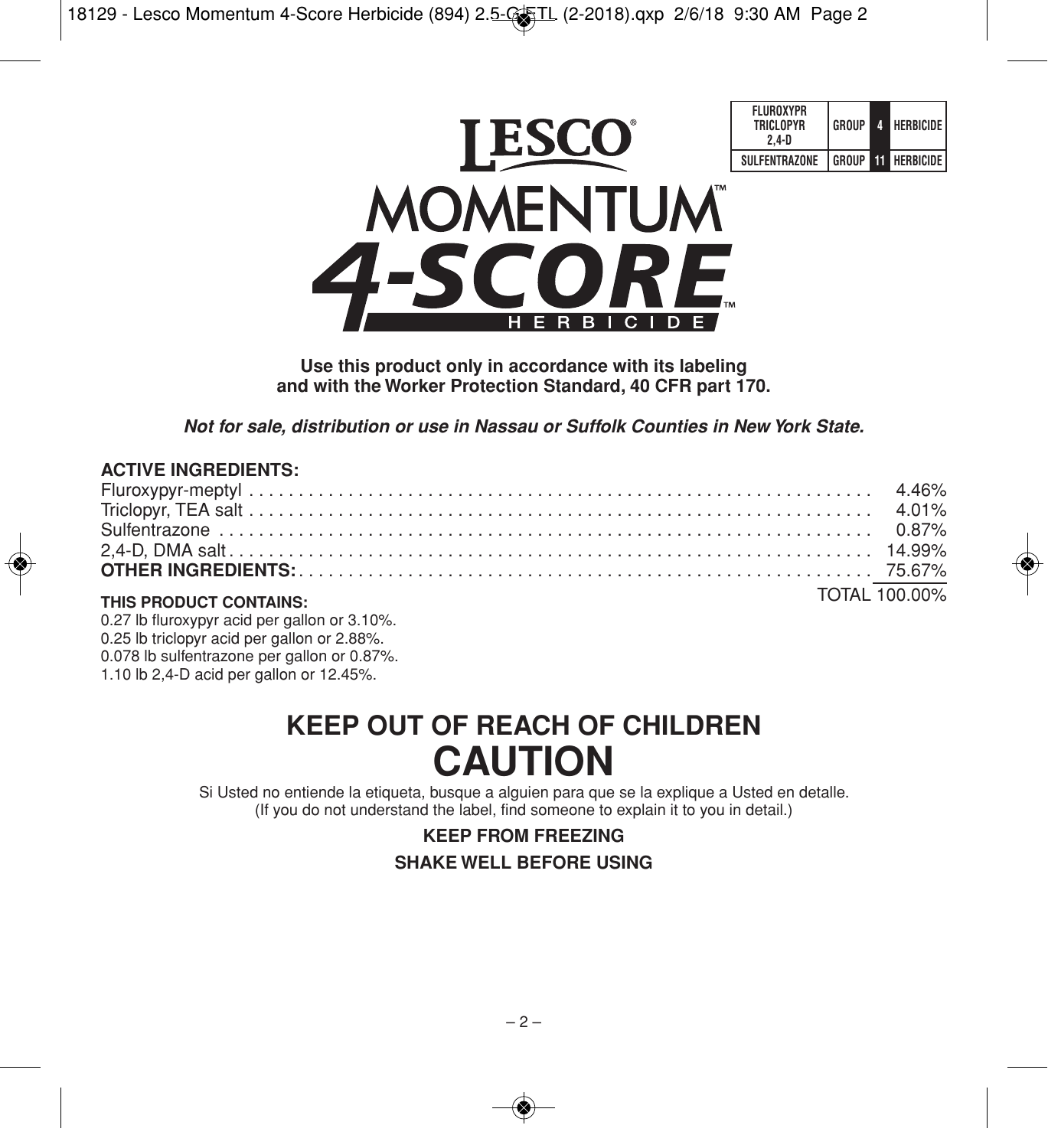| FLUROXYPR TRICLOPYR 2,4-D | GROUP | 4 | HERBICIDE |
|---|---|---|---|
| SULFENTRAZONE | GROUP | 11 | HERBICIDE |

# LESCO®

# MOMENTUM™ 4-SCORE™ HERBICIDE

**Use this product only in accordance with its labeling and with the Worker Protection Standard, 40 CFR part 170.**

***Not for sale, distribution or use in Nassau or Suffolk Counties in New York State.***

**ACTIVE INGREDIENTS:**

| | |
|---|---|
| Fluroxypyr-meptyl | 4.46% |
| Triclopyr, TEA salt | 4.01% |
| Sulfentrazone | 0.87% |
| 2,4-D, DMA salt | 14.99% |
| **OTHER INGREDIENTS:** | 75.67% |
| | TOTAL 100.00% |

**THIS PRODUCT CONTAINS:**

0.27 lb fluroxypyr acid per gallon or 3.10%.
0.25 lb triclopyr acid per gallon or 2.88%.
0.078 lb sulfentrazone per gallon or 0.87%.
1.10 lb 2,4-D acid per gallon or 12.45%.

## KEEP OUT OF REACH OF CHILDREN

# CAUTION

Si Usted no entiende la etiqueta, busque a alguien para que se la explique a Usted en detalle.
(If you do not understand the label, find someone to explain it to you in detail.)

**KEEP FROM FREEZING**

**SHAKE WELL BEFORE USING**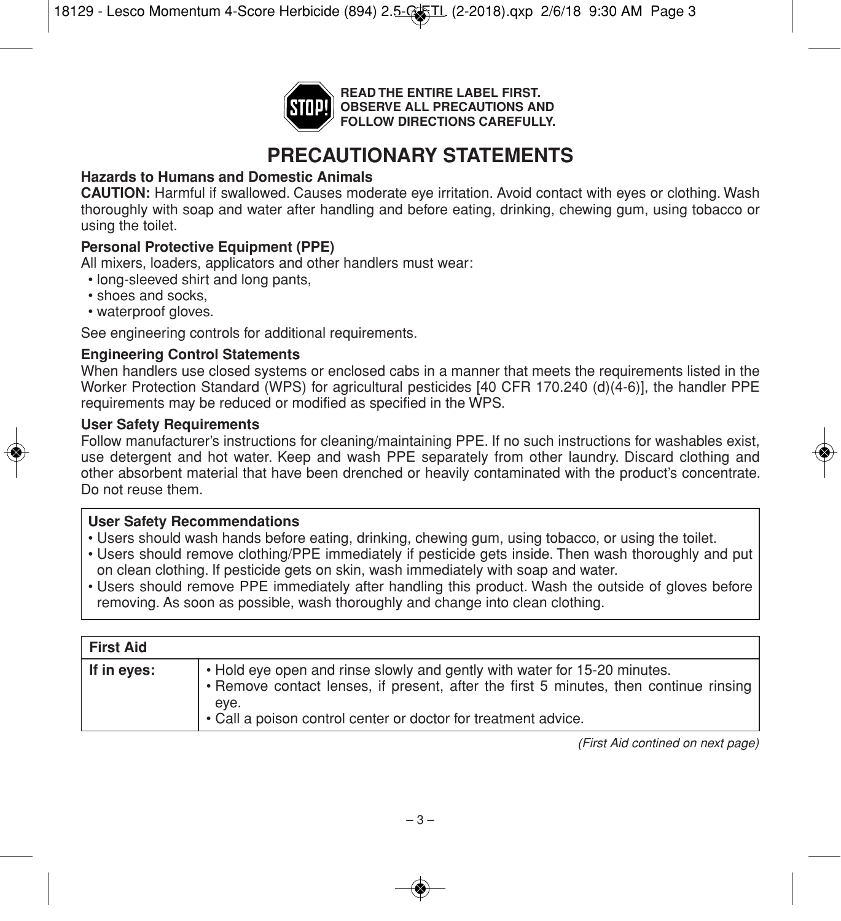**READ THE ENTIRE LABEL FIRST. OBSERVE ALL PRECAUTIONS AND FOLLOW DIRECTIONS CAREFULLY.**

# PRECAUTIONARY STATEMENTS

**Hazards to Humans and Domestic Animals**

**CAUTION:** Harmful if swallowed. Causes moderate eye irritation. Avoid contact with eyes or clothing. Wash thoroughly with soap and water after handling and before eating, drinking, chewing gum, using tobacco or using the toilet.

**Personal Protective Equipment (PPE)**

All mixers, loaders, applicators and other handlers must wear:

- long-sleeved shirt and long pants,
- shoes and socks,
- waterproof gloves.

See engineering controls for additional requirements.

**Engineering Control Statements**

When handlers use closed systems or enclosed cabs in a manner that meets the requirements listed in the Worker Protection Standard (WPS) for agricultural pesticides [40 CFR 170.240 (d)(4-6)], the handler PPE requirements may be reduced or modified as specified in the WPS.

**User Safety Requirements**

Follow manufacturer's instructions for cleaning/maintaining PPE. If no such instructions for washables exist, use detergent and hot water. Keep and wash PPE separately from other laundry. Discard clothing and other absorbent material that have been drenched or heavily contaminated with the product's concentrate. Do not reuse them.

**User Safety Recommendations**

- Users should wash hands before eating, drinking, chewing gum, using tobacco, or using the toilet.
- Users should remove clothing/PPE immediately if pesticide gets inside. Then wash thoroughly and put on clean clothing. If pesticide gets on skin, wash immediately with soap and water.
- Users should remove PPE immediately after handling this product. Wash the outside of gloves before removing. As soon as possible, wash thoroughly and change into clean clothing.

| First Aid | |
|---|---|
| **If in eyes:** | • Hold eye open and rinse slowly and gently with water for 15-20 minutes.<br>• Remove contact lenses, if present, after the first 5 minutes, then continue rinsing eye.<br>• Call a poison control center or doctor for treatment advice. |

*(First Aid contined on next page)*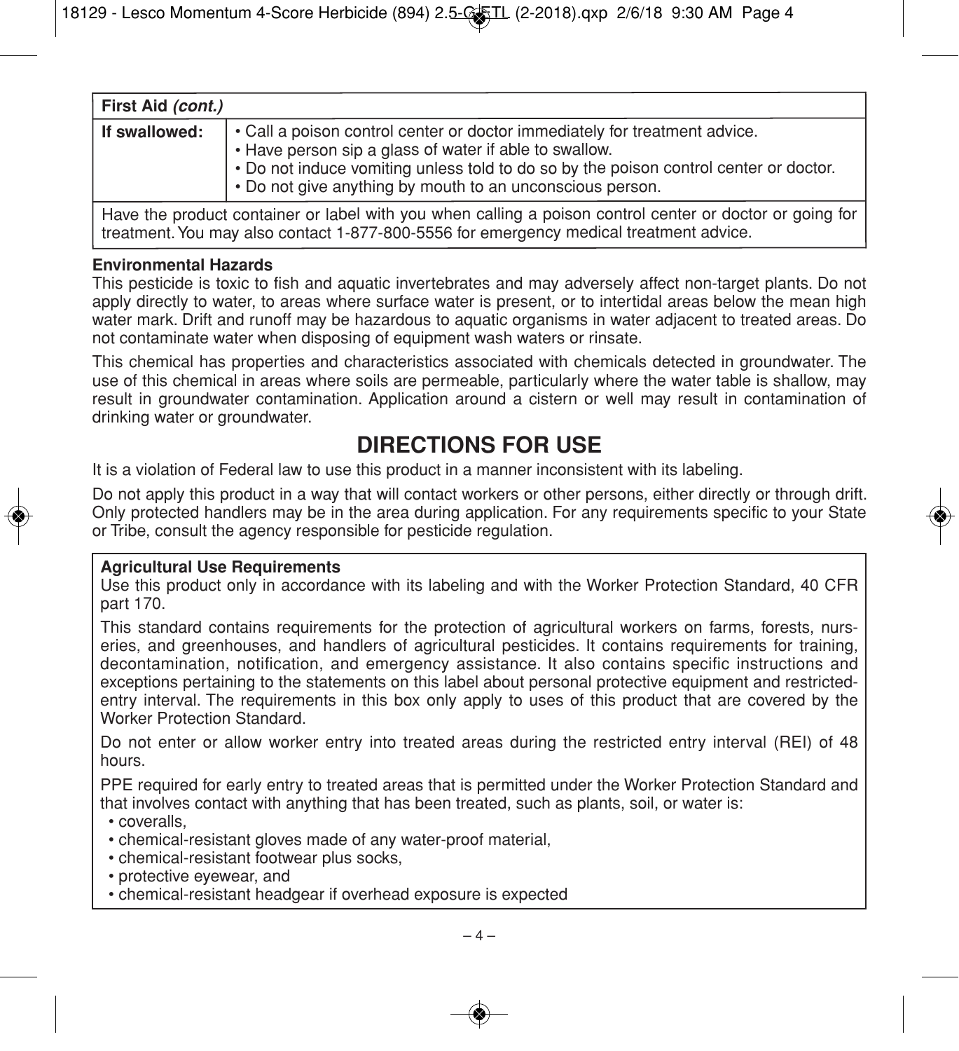| First Aid *(cont.)* | |
|---|---|
| **If swallowed:** | • Call a poison control center or doctor immediately for treatment advice.<br>• Have person sip a glass of water if able to swallow.<br>• Do not induce vomiting unless told to do so by the poison control center or doctor.<br>• Do not give anything by mouth to an unconscious person. |
| Have the product container or label with you when calling a poison control center or doctor or going for treatment. You may also contact 1-877-800-5556 for emergency medical treatment advice. | |

**Environmental Hazards**

This pesticide is toxic to fish and aquatic invertebrates and may adversely affect non-target plants. Do not apply directly to water, to areas where surface water is present, or to intertidal areas below the mean high water mark. Drift and runoff may be hazardous to aquatic organisms in water adjacent to treated areas. Do not contaminate water when disposing of equipment wash waters or rinsate.

This chemical has properties and characteristics associated with chemicals detected in groundwater. The use of this chemical in areas where soils are permeable, particularly where the water table is shallow, may result in groundwater contamination. Application around a cistern or well may result in contamination of drinking water or groundwater.

# DIRECTIONS FOR USE

It is a violation of Federal law to use this product in a manner inconsistent with its labeling.

Do not apply this product in a way that will contact workers or other persons, either directly or through drift. Only protected handlers may be in the area during application. For any requirements specific to your State or Tribe, consult the agency responsible for pesticide regulation.

**Agricultural Use Requirements**

Use this product only in accordance with its labeling and with the Worker Protection Standard, 40 CFR part 170.

This standard contains requirements for the protection of agricultural workers on farms, forests, nurseries, and greenhouses, and handlers of agricultural pesticides. It contains requirements for training, decontamination, notification, and emergency assistance. It also contains specific instructions and exceptions pertaining to the statements on this label about personal protective equipment and restricted-entry interval. The requirements in this box only apply to uses of this product that are covered by the Worker Protection Standard.

Do not enter or allow worker entry into treated areas during the restricted entry interval (REI) of 48 hours.

PPE required for early entry to treated areas that is permitted under the Worker Protection Standard and that involves contact with anything that has been treated, such as plants, soil, or water is:

- coveralls,
- chemical-resistant gloves made of any water-proof material,
- chemical-resistant footwear plus socks,
- protective eyewear, and
- chemical-resistant headgear if overhead exposure is expected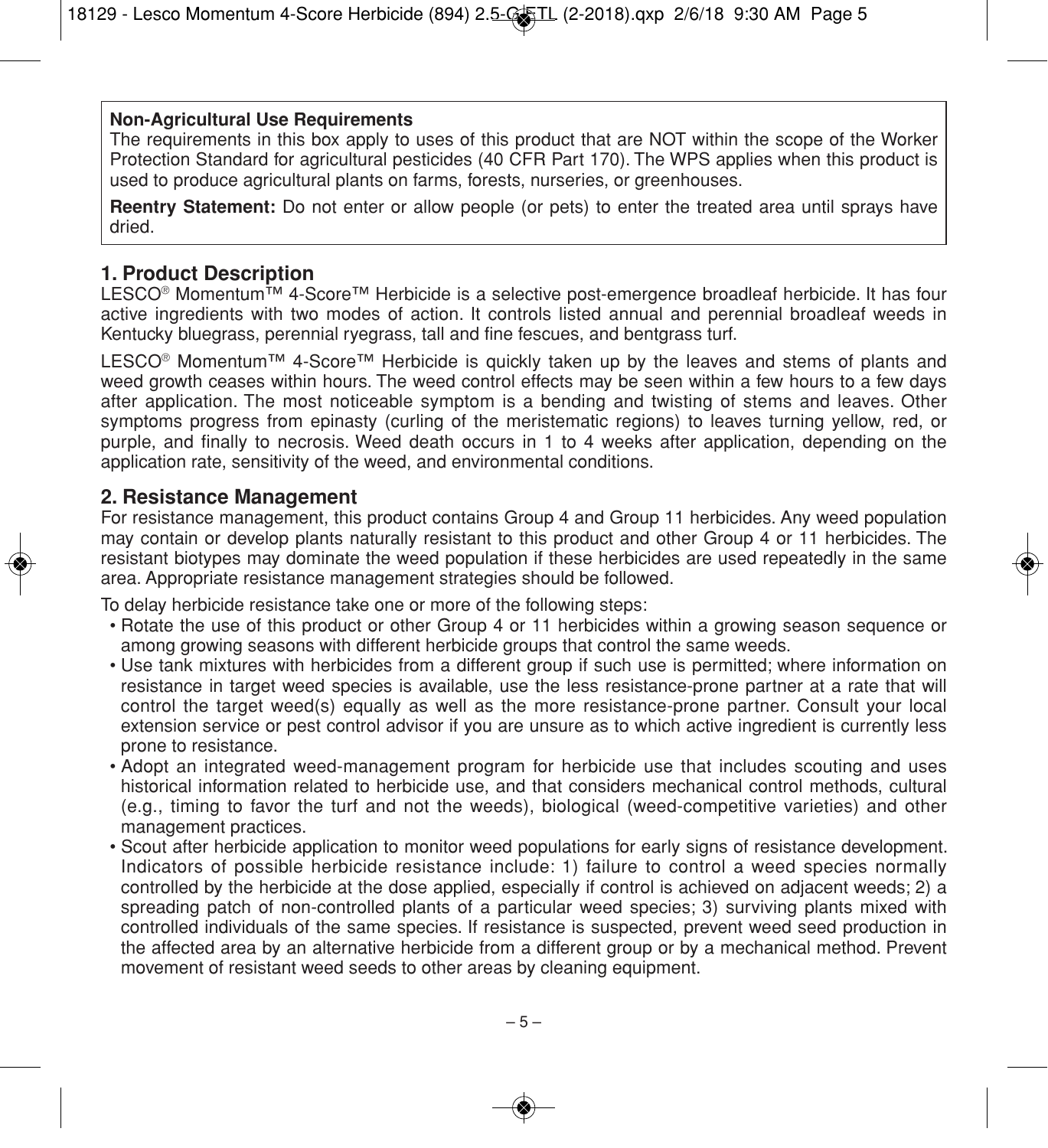**Non-Agricultural Use Requirements**

The requirements in this box apply to uses of this product that are NOT within the scope of the Worker Protection Standard for agricultural pesticides (40 CFR Part 170). The WPS applies when this product is used to produce agricultural plants on farms, forests, nurseries, or greenhouses.

**Reentry Statement:** Do not enter or allow people (or pets) to enter the treated area until sprays have dried.

## 1. Product Description

LESCO® Momentum™ 4-Score™ Herbicide is a selective post-emergence broadleaf herbicide. It has four active ingredients with two modes of action. It controls listed annual and perennial broadleaf weeds in Kentucky bluegrass, perennial ryegrass, tall and fine fescues, and bentgrass turf.

LESCO® Momentum™ 4-Score™ Herbicide is quickly taken up by the leaves and stems of plants and weed growth ceases within hours. The weed control effects may be seen within a few hours to a few days after application. The most noticeable symptom is a bending and twisting of stems and leaves. Other symptoms progress from epinasty (curling of the meristematic regions) to leaves turning yellow, red, or purple, and finally to necrosis. Weed death occurs in 1 to 4 weeks after application, depending on the application rate, sensitivity of the weed, and environmental conditions.

## 2. Resistance Management

For resistance management, this product contains Group 4 and Group 11 herbicides. Any weed population may contain or develop plants naturally resistant to this product and other Group 4 or 11 herbicides. The resistant biotypes may dominate the weed population if these herbicides are used repeatedly in the same area. Appropriate resistance management strategies should be followed.

To delay herbicide resistance take one or more of the following steps:

- Rotate the use of this product or other Group 4 or 11 herbicides within a growing season sequence or among growing seasons with different herbicide groups that control the same weeds.
- Use tank mixtures with herbicides from a different group if such use is permitted; where information on resistance in target weed species is available, use the less resistance-prone partner at a rate that will control the target weed(s) equally as well as the more resistance-prone partner. Consult your local extension service or pest control advisor if you are unsure as to which active ingredient is currently less prone to resistance.
- Adopt an integrated weed-management program for herbicide use that includes scouting and uses historical information related to herbicide use, and that considers mechanical control methods, cultural (e.g., timing to favor the turf and not the weeds), biological (weed-competitive varieties) and other management practices.
- Scout after herbicide application to monitor weed populations for early signs of resistance development. Indicators of possible herbicide resistance include: 1) failure to control a weed species normally controlled by the herbicide at the dose applied, especially if control is achieved on adjacent weeds; 2) a spreading patch of non-controlled plants of a particular weed species; 3) surviving plants mixed with controlled individuals of the same species. If resistance is suspected, prevent weed seed production in the affected area by an alternative herbicide from a different group or by a mechanical method. Prevent movement of resistant weed seeds to other areas by cleaning equipment.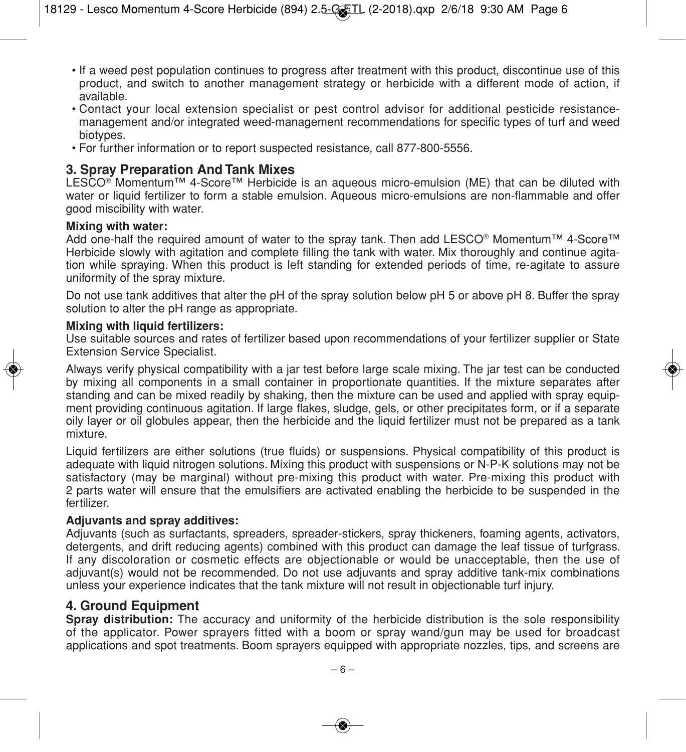- If a weed pest population continues to progress after treatment with this product, discontinue use of this product, and switch to another management strategy or herbicide with a different mode of action, if available.
- Contact your local extension specialist or pest control advisor for additional pesticide resistance-management and/or integrated weed-management recommendations for specific types of turf and weed biotypes.
- For further information or to report suspected resistance, call 877-800-5556.

## 3. Spray Preparation And Tank Mixes

LESCO® Momentum™ 4-Score™ Herbicide is an aqueous micro-emulsion (ME) that can be diluted with water or liquid fertilizer to form a stable emulsion. Aqueous micro-emulsions are non-flammable and offer good miscibility with water.

**Mixing with water:**

Add one-half the required amount of water to the spray tank. Then add LESCO® Momentum™ 4-Score™ Herbicide slowly with agitation and complete filling the tank with water. Mix thoroughly and continue agitation while spraying. When this product is left standing for extended periods of time, re-agitate to assure uniformity of the spray mixture.

Do not use tank additives that alter the pH of the spray solution below pH 5 or above pH 8. Buffer the spray solution to alter the pH range as appropriate.

**Mixing with liquid fertilizers:**

Use suitable sources and rates of fertilizer based upon recommendations of your fertilizer supplier or State Extension Service Specialist.

Always verify physical compatibility with a jar test before large scale mixing. The jar test can be conducted by mixing all components in a small container in proportionate quantities. If the mixture separates after standing and can be mixed readily by shaking, then the mixture can be used and applied with spray equipment providing continuous agitation. If large flakes, sludge, gels, or other precipitates form, or if a separate oily layer or oil globules appear, then the herbicide and the liquid fertilizer must not be prepared as a tank mixture.

Liquid fertilizers are either solutions (true fluids) or suspensions. Physical compatibility of this product is adequate with liquid nitrogen solutions. Mixing this product with suspensions or N-P-K solutions may not be satisfactory (may be marginal) without pre-mixing this product with water. Pre-mixing this product with 2 parts water will ensure that the emulsifiers are activated enabling the herbicide to be suspended in the fertilizer.

**Adjuvants and spray additives:**

Adjuvants (such as surfactants, spreaders, spreader-stickers, spray thickeners, foaming agents, activators, detergents, and drift reducing agents) combined with this product can damage the leaf tissue of turfgrass. If any discoloration or cosmetic effects are objectionable or would be unacceptable, then the use of adjuvant(s) would not be recommended. Do not use adjuvants and spray additive tank-mix combinations unless your experience indicates that the tank mixture will not result in objectionable turf injury.

## 4. Ground Equipment

**Spray distribution:** The accuracy and uniformity of the herbicide distribution is the sole responsibility of the applicator. Power sprayers fitted with a boom or spray wand/gun may be used for broadcast applications and spot treatments. Boom sprayers equipped with appropriate nozzles, tips, and screens are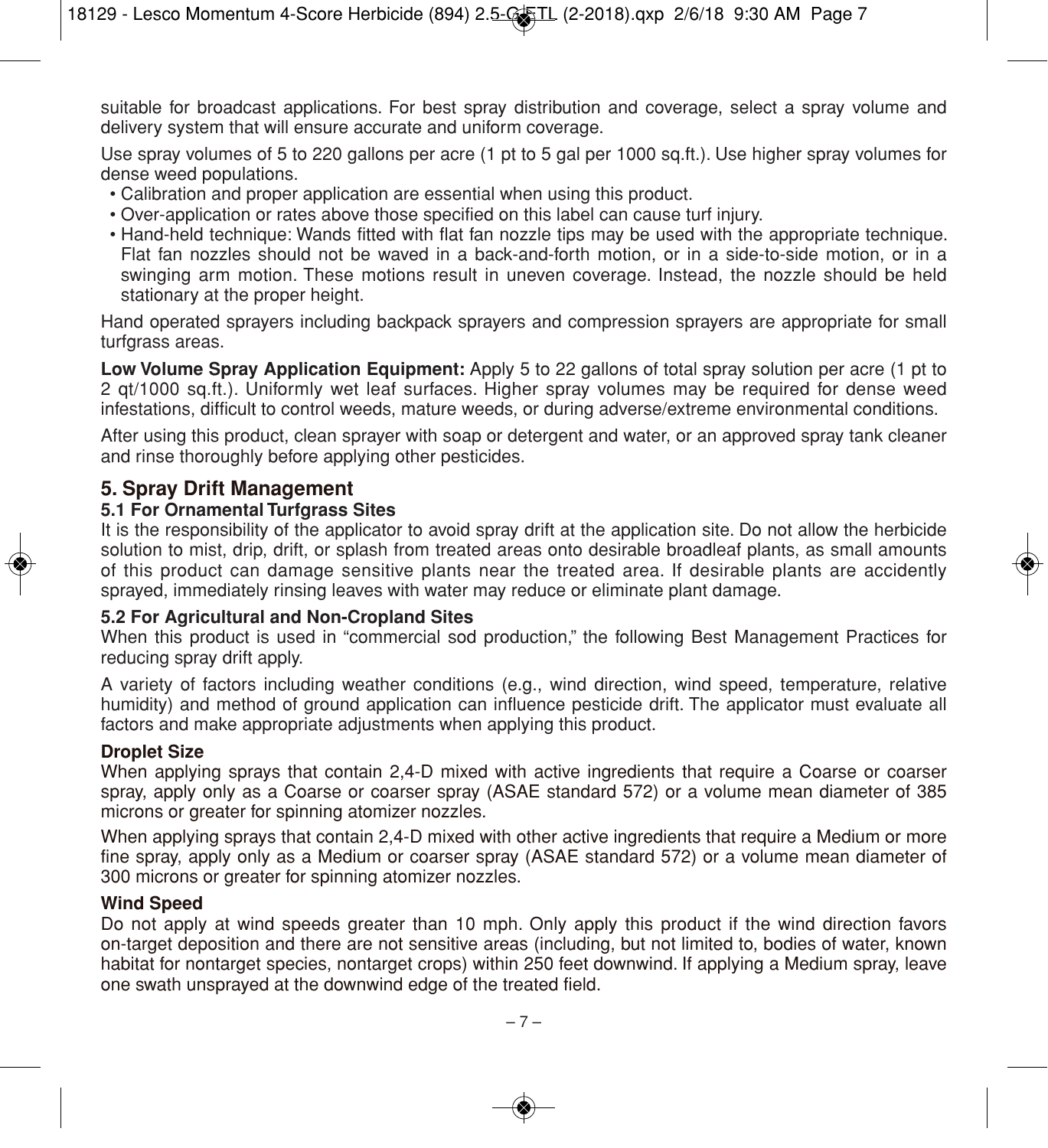suitable for broadcast applications. For best spray distribution and coverage, select a spray volume and delivery system that will ensure accurate and uniform coverage.

Use spray volumes of 5 to 220 gallons per acre (1 pt to 5 gal per 1000 sq.ft.). Use higher spray volumes for dense weed populations.

- Calibration and proper application are essential when using this product.
- Over-application or rates above those specified on this label can cause turf injury.
- Hand-held technique: Wands fitted with flat fan nozzle tips may be used with the appropriate technique. Flat fan nozzles should not be waved in a back-and-forth motion, or in a side-to-side motion, or in a swinging arm motion. These motions result in uneven coverage. Instead, the nozzle should be held stationary at the proper height.

Hand operated sprayers including backpack sprayers and compression sprayers are appropriate for small turfgrass areas.

**Low Volume Spray Application Equipment:** Apply 5 to 22 gallons of total spray solution per acre (1 pt to 2 qt/1000 sq.ft.). Uniformly wet leaf surfaces. Higher spray volumes may be required for dense weed infestations, difficult to control weeds, mature weeds, or during adverse/extreme environmental conditions.

After using this product, clean sprayer with soap or detergent and water, or an approved spray tank cleaner and rinse thoroughly before applying other pesticides.

## 5. Spray Drift Management

### 5.1 For Ornamental Turfgrass Sites

It is the responsibility of the applicator to avoid spray drift at the application site. Do not allow the herbicide solution to mist, drip, drift, or splash from treated areas onto desirable broadleaf plants, as small amounts of this product can damage sensitive plants near the treated area. If desirable plants are accidently sprayed, immediately rinsing leaves with water may reduce or eliminate plant damage.

### 5.2 For Agricultural and Non-Cropland Sites

When this product is used in "commercial sod production," the following Best Management Practices for reducing spray drift apply.

A variety of factors including weather conditions (e.g., wind direction, wind speed, temperature, relative humidity) and method of ground application can influence pesticide drift. The applicator must evaluate all factors and make appropriate adjustments when applying this product.

**Droplet Size**

When applying sprays that contain 2,4-D mixed with active ingredients that require a Coarse or coarser spray, apply only as a Coarse or coarser spray (ASAE standard 572) or a volume mean diameter of 385 microns or greater for spinning atomizer nozzles.

When applying sprays that contain 2,4-D mixed with other active ingredients that require a Medium or more fine spray, apply only as a Medium or coarser spray (ASAE standard 572) or a volume mean diameter of 300 microns or greater for spinning atomizer nozzles.

**Wind Speed**

Do not apply at wind speeds greater than 10 mph. Only apply this product if the wind direction favors on-target deposition and there are not sensitive areas (including, but not limited to, bodies of water, known habitat for nontarget species, nontarget crops) within 250 feet downwind. If applying a Medium spray, leave one swath unsprayed at the downwind edge of the treated field.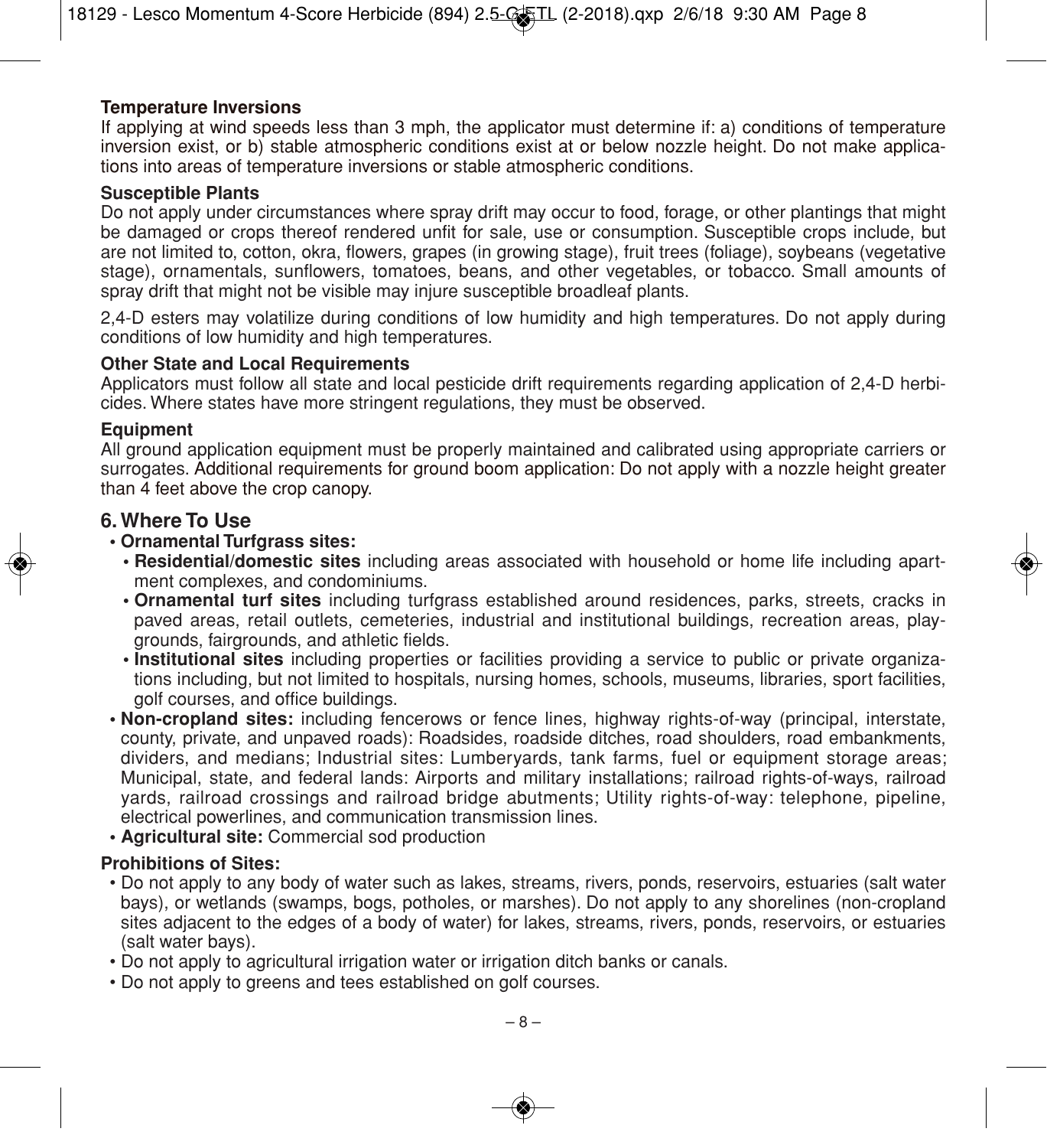**Temperature Inversions**

If applying at wind speeds less than 3 mph, the applicator must determine if: a) conditions of temperature inversion exist, or b) stable atmospheric conditions exist at or below nozzle height. Do not make applications into areas of temperature inversions or stable atmospheric conditions.

**Susceptible Plants**

Do not apply under circumstances where spray drift may occur to food, forage, or other plantings that might be damaged or crops thereof rendered unfit for sale, use or consumption. Susceptible crops include, but are not limited to, cotton, okra, flowers, grapes (in growing stage), fruit trees (foliage), soybeans (vegetative stage), ornamentals, sunflowers, tomatoes, beans, and other vegetables, or tobacco. Small amounts of spray drift that might not be visible may injure susceptible broadleaf plants.

2,4-D esters may volatilize during conditions of low humidity and high temperatures. Do not apply during conditions of low humidity and high temperatures.

**Other State and Local Requirements**

Applicators must follow all state and local pesticide drift requirements regarding application of 2,4-D herbicides. Where states have more stringent regulations, they must be observed.

**Equipment**

All ground application equipment must be properly maintained and calibrated using appropriate carriers or surrogates. Additional requirements for ground boom application: Do not apply with a nozzle height greater than 4 feet above the crop canopy.

## 6. Where To Use

- **Ornamental Turfgrass sites:**
  - **Residential/domestic sites** including areas associated with household or home life including apartment complexes, and condominiums.
  - **Ornamental turf sites** including turfgrass established around residences, parks, streets, cracks in paved areas, retail outlets, cemeteries, industrial and institutional buildings, recreation areas, playgrounds, fairgrounds, and athletic fields.
  - **Institutional sites** including properties or facilities providing a service to public or private organizations including, but not limited to hospitals, nursing homes, schools, museums, libraries, sport facilities, golf courses, and office buildings.
- **Non-cropland sites:** including fencerows or fence lines, highway rights-of-way (principal, interstate, county, private, and unpaved roads): Roadsides, roadside ditches, road shoulders, road embankments, dividers, and medians; Industrial sites: Lumberyards, tank farms, fuel or equipment storage areas; Municipal, state, and federal lands: Airports and military installations; railroad rights-of-ways, railroad yards, railroad crossings and railroad bridge abutments; Utility rights-of-way: telephone, pipeline, electrical powerlines, and communication transmission lines.
- **Agricultural site:** Commercial sod production

**Prohibitions of Sites:**

- Do not apply to any body of water such as lakes, streams, rivers, ponds, reservoirs, estuaries (salt water bays), or wetlands (swamps, bogs, potholes, or marshes). Do not apply to any shorelines (non-cropland sites adjacent to the edges of a body of water) for lakes, streams, rivers, ponds, reservoirs, or estuaries (salt water bays).
- Do not apply to agricultural irrigation water or irrigation ditch banks or canals.
- Do not apply to greens and tees established on golf courses.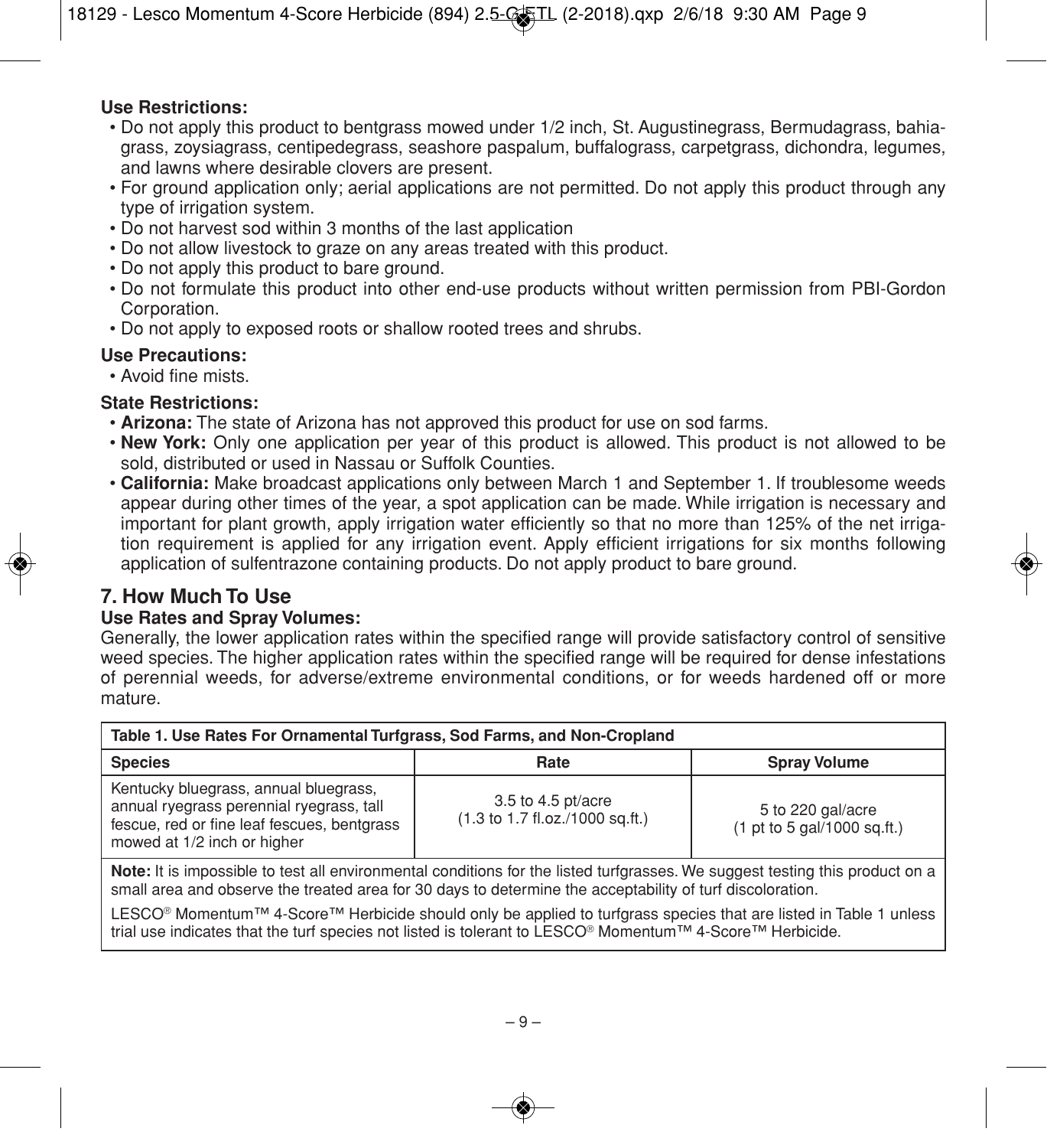**Use Restrictions:**

- Do not apply this product to bentgrass mowed under 1/2 inch, St. Augustinegrass, Bermudagrass, bahiagrass, zoysiagrass, centipedegrass, seashore paspalum, buffalograss, carpetgrass, dichondra, legumes, and lawns where desirable clovers are present.
- For ground application only; aerial applications are not permitted. Do not apply this product through any type of irrigation system.
- Do not harvest sod within 3 months of the last application
- Do not allow livestock to graze on any areas treated with this product.
- Do not apply this product to bare ground.
- Do not formulate this product into other end-use products without written permission from PBI-Gordon Corporation.
- Do not apply to exposed roots or shallow rooted trees and shrubs.

**Use Precautions:**

- Avoid fine mists.

**State Restrictions:**

- **Arizona:** The state of Arizona has not approved this product for use on sod farms.
- **New York:** Only one application per year of this product is allowed. This product is not allowed to be sold, distributed or used in Nassau or Suffolk Counties.
- **California:** Make broadcast applications only between March 1 and September 1. If troublesome weeds appear during other times of the year, a spot application can be made. While irrigation is necessary and important for plant growth, apply irrigation water efficiently so that no more than 125% of the net irrigation requirement is applied for any irrigation event. Apply efficient irrigations for six months following application of sulfentrazone containing products. Do not apply product to bare ground.

## 7. How Much To Use

**Use Rates and Spray Volumes:**

Generally, the lower application rates within the specified range will provide satisfactory control of sensitive weed species. The higher application rates within the specified range will be required for dense infestations of perennial weeds, for adverse/extreme environmental conditions, or for weeds hardened off or more mature.

**Table 1. Use Rates For Ornamental Turfgrass, Sod Farms, and Non-Cropland**

| Species | Rate | Spray Volume |
|---|---|---|
| Kentucky bluegrass, annual bluegrass, annual ryegrass perennial ryegrass, tall fescue, red or fine leaf fescues, bentgrass mowed at 1/2 inch or higher | 3.5 to 4.5 pt/acre (1.3 to 1.7 fl.oz./1000 sq.ft.) | 5 to 220 gal/acre (1 pt to 5 gal/1000 sq.ft.) |

**Note:** It is impossible to test all environmental conditions for the listed turfgrasses. We suggest testing this product on a small area and observe the treated area for 30 days to determine the acceptability of turf discoloration.

LESCO® Momentum™ 4-Score™ Herbicide should only be applied to turfgrass species that are listed in Table 1 unless trial use indicates that the turf species not listed is tolerant to LESCO® Momentum™ 4-Score™ Herbicide.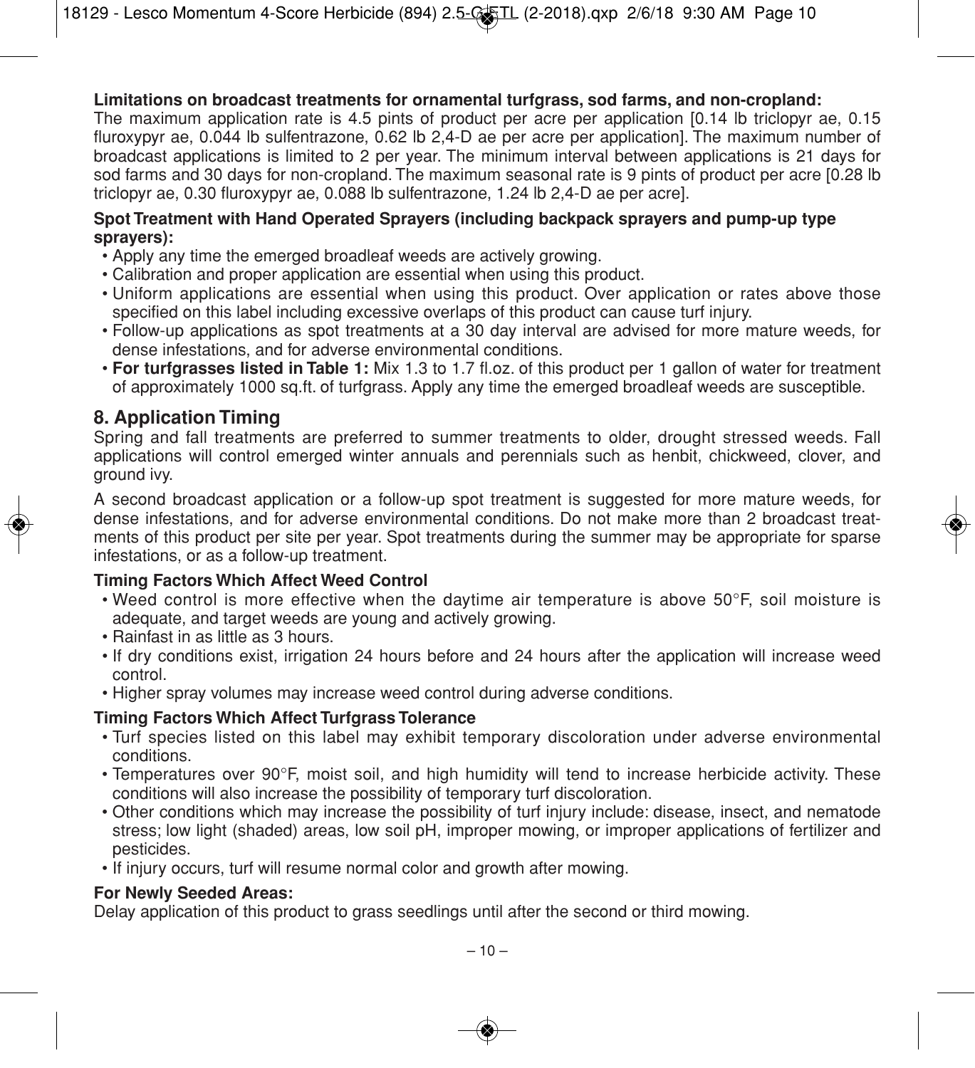**Limitations on broadcast treatments for ornamental turfgrass, sod farms, and non-cropland:**
The maximum application rate is 4.5 pints of product per acre per application [0.14 lb triclopyr ae, 0.15 fluroxypyr ae, 0.044 lb sulfentrazone, 0.62 lb 2,4-D ae per acre per application]. The maximum number of broadcast applications is limited to 2 per year. The minimum interval between applications is 21 days for sod farms and 30 days for non-cropland. The maximum seasonal rate is 9 pints of product per acre [0.28 lb triclopyr ae, 0.30 fluroxypyr ae, 0.088 lb sulfentrazone, 1.24 lb 2,4-D ae per acre].

**Spot Treatment with Hand Operated Sprayers (including backpack sprayers and pump-up type sprayers):**

- Apply any time the emerged broadleaf weeds are actively growing.
- Calibration and proper application are essential when using this product.
- Uniform applications are essential when using this product. Over application or rates above those specified on this label including excessive overlaps of this product can cause turf injury.
- Follow-up applications as spot treatments at a 30 day interval are advised for more mature weeds, for dense infestations, and for adverse environmental conditions.
- **For turfgrasses listed in Table 1:** Mix 1.3 to 1.7 fl.oz. of this product per 1 gallon of water for treatment of approximately 1000 sq.ft. of turfgrass. Apply any time the emerged broadleaf weeds are susceptible.

## 8. Application Timing

Spring and fall treatments are preferred to summer treatments to older, drought stressed weeds. Fall applications will control emerged winter annuals and perennials such as henbit, chickweed, clover, and ground ivy.

A second broadcast application or a follow-up spot treatment is suggested for more mature weeds, for dense infestations, and for adverse environmental conditions. Do not make more than 2 broadcast treatments of this product per site per year. Spot treatments during the summer may be appropriate for sparse infestations, or as a follow-up treatment.

**Timing Factors Which Affect Weed Control**

- Weed control is more effective when the daytime air temperature is above 50°F, soil moisture is adequate, and target weeds are young and actively growing.
- Rainfast in as little as 3 hours.
- If dry conditions exist, irrigation 24 hours before and 24 hours after the application will increase weed control.
- Higher spray volumes may increase weed control during adverse conditions.

**Timing Factors Which Affect Turfgrass Tolerance**

- Turf species listed on this label may exhibit temporary discoloration under adverse environmental conditions.
- Temperatures over 90°F, moist soil, and high humidity will tend to increase herbicide activity. These conditions will also increase the possibility of temporary turf discoloration.
- Other conditions which may increase the possibility of turf injury include: disease, insect, and nematode stress; low light (shaded) areas, low soil pH, improper mowing, or improper applications of fertilizer and pesticides.
- If injury occurs, turf will resume normal color and growth after mowing.

**For Newly Seeded Areas:**
Delay application of this product to grass seedlings until after the second or third mowing.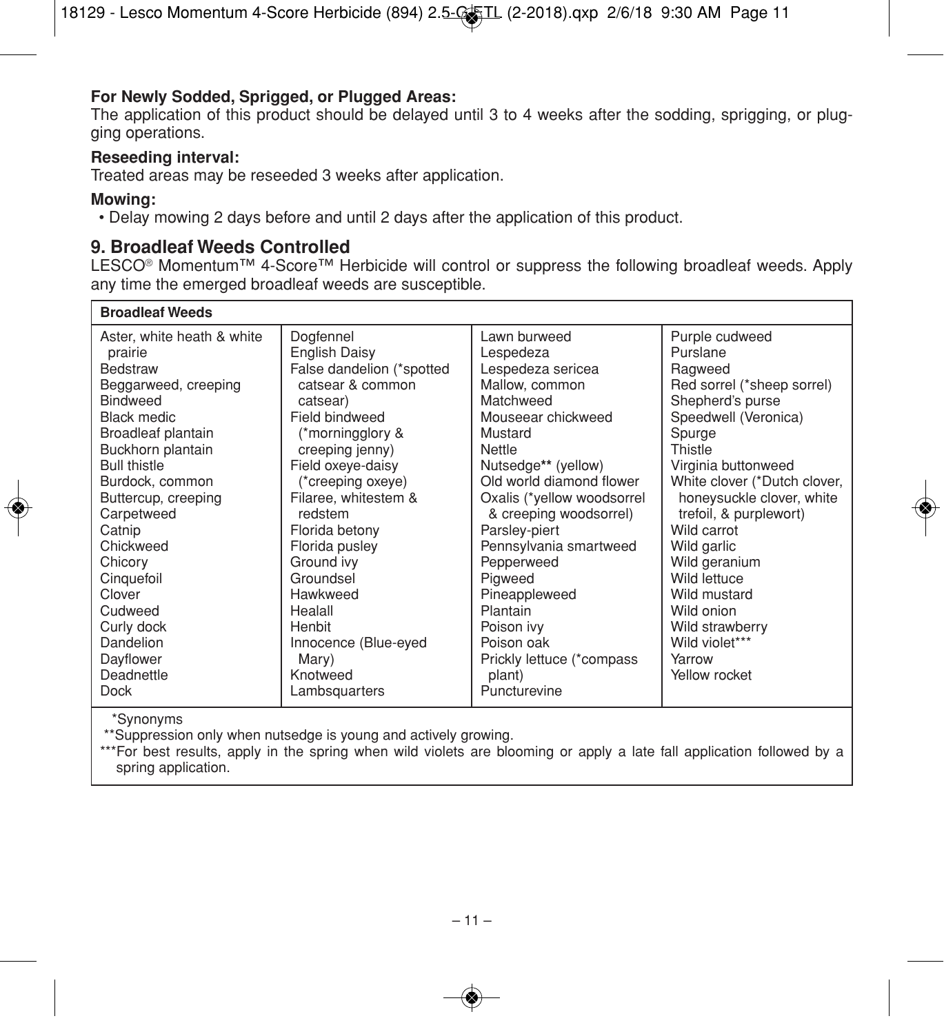**For Newly Sodded, Sprigged, or Plugged Areas:**
The application of this product should be delayed until 3 to 4 weeks after the sodding, sprigging, or plugging operations.

**Reseeding interval:**
Treated areas may be reseeded 3 weeks after application.

**Mowing:**

- Delay mowing 2 days before and until 2 days after the application of this product.

## 9. Broadleaf Weeds Controlled

LESCO® Momentum™ 4-Score™ Herbicide will control or suppress the following broadleaf weeds. Apply any time the emerged broadleaf weeds are susceptible.

| Broadleaf Weeds | | | |
|---|---|---|---|
| Aster, white heath & white prairie | Dogfennel | Lawn burweed | Purple cudweed |
| Bedstraw | English Daisy | Lespedeza | Purslane |
| Beggarweed, creeping | False dandelion (*spotted catsear & common catsear) | Lespedeza sericea | Ragweed |
| Bindweed | Field bindweed (*morningglory & creeping jenny) | Mallow, common | Red sorrel (*sheep sorrel) |
| Black medic | Field oxeye-daisy (*creeping oxeye) | Matchweed | Shepherd's purse |
| Broadleaf plantain | Filaree, whitestem & redstem | Mouseear chickweed | Speedwell (Veronica) |
| Buckhorn plantain | Florida betony | Mustard | Spurge |
| Bull thistle | Florida pusley | Nettle | Thistle |
| Burdock, common | Ground ivy | Nutsedge** (yellow) | Virginia buttonweed |
| Buttercup, creeping | Groundsel | Old world diamond flower | White clover (*Dutch clover, honeysuckle clover, white trefoil, & purplewort) |
| Carpetweed | Hawkweed | Oxalis (*yellow woodsorrel & creeping woodsorrel) | Wild carrot |
| Catnip | Healall | Parsley-piert | Wild garlic |
| Chickweed | Henbit | Pennsylvania smartweed | Wild geranium |
| Chicory | Innocence (Blue-eyed Mary) | Pepperweed | Wild lettuce |
| Cinquefoil | Knotweed | Pigweed | Wild mustard |
| Clover | Lambsquarters | Pineappleweed | Wild onion |
| Cudweed | | Plantain | Wild strawberry |
| Curly dock | | Poison ivy | Wild violet*** |
| Dandelion | | Poison oak | Yarrow |
| Dayflower | | Prickly lettuce (*compass plant) | Yellow rocket |
| Deadnettle | | Puncturevine | |
| Dock | | | |

*Synonyms
**Suppression only when nutsedge is young and actively growing.
***For best results, apply in the spring when wild violets are blooming or apply a late fall application followed by a spring application.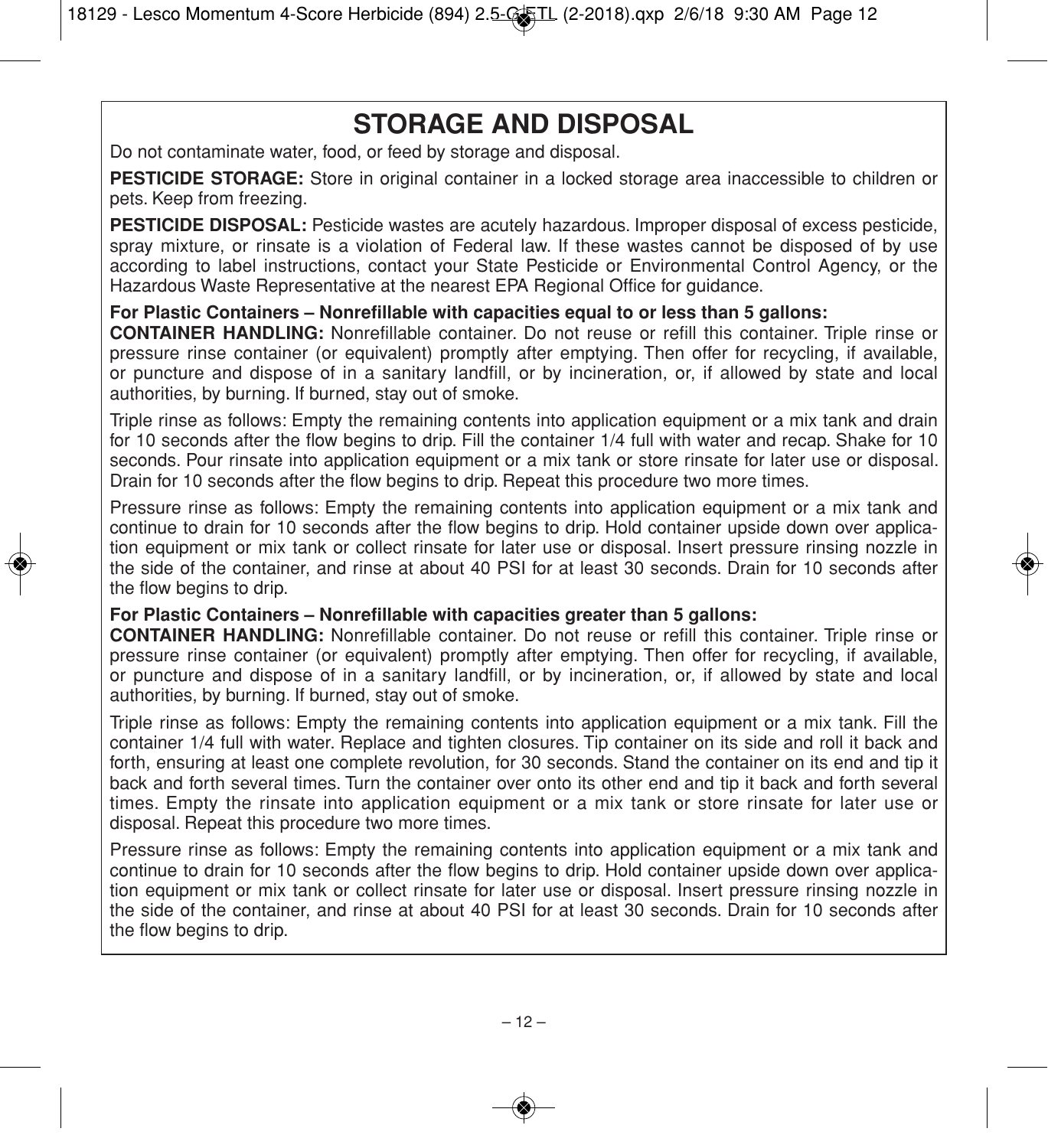# STORAGE AND DISPOSAL

Do not contaminate water, food, or feed by storage and disposal.

**PESTICIDE STORAGE:** Store in original container in a locked storage area inaccessible to children or pets. Keep from freezing.

**PESTICIDE DISPOSAL:** Pesticide wastes are acutely hazardous. Improper disposal of excess pesticide, spray mixture, or rinsate is a violation of Federal law. If these wastes cannot be disposed of by use according to label instructions, contact your State Pesticide or Environmental Control Agency, or the Hazardous Waste Representative at the nearest EPA Regional Office for guidance.

**For Plastic Containers – Nonrefillable with capacities equal to or less than 5 gallons:**

**CONTAINER HANDLING:** Nonrefillable container. Do not reuse or refill this container. Triple rinse or pressure rinse container (or equivalent) promptly after emptying. Then offer for recycling, if available, or puncture and dispose of in a sanitary landfill, or by incineration, or, if allowed by state and local authorities, by burning. If burned, stay out of smoke.

Triple rinse as follows: Empty the remaining contents into application equipment or a mix tank and drain for 10 seconds after the flow begins to drip. Fill the container 1/4 full with water and recap. Shake for 10 seconds. Pour rinsate into application equipment or a mix tank or store rinsate for later use or disposal. Drain for 10 seconds after the flow begins to drip. Repeat this procedure two more times.

Pressure rinse as follows: Empty the remaining contents into application equipment or a mix tank and continue to drain for 10 seconds after the flow begins to drip. Hold container upside down over application equipment or mix tank or collect rinsate for later use or disposal. Insert pressure rinsing nozzle in the side of the container, and rinse at about 40 PSI for at least 30 seconds. Drain for 10 seconds after the flow begins to drip.

**For Plastic Containers – Nonrefillable with capacities greater than 5 gallons:**

**CONTAINER HANDLING:** Nonrefillable container. Do not reuse or refill this container. Triple rinse or pressure rinse container (or equivalent) promptly after emptying. Then offer for recycling, if available, or puncture and dispose of in a sanitary landfill, or by incineration, or, if allowed by state and local authorities, by burning. If burned, stay out of smoke.

Triple rinse as follows: Empty the remaining contents into application equipment or a mix tank. Fill the container 1/4 full with water. Replace and tighten closures. Tip container on its side and roll it back and forth, ensuring at least one complete revolution, for 30 seconds. Stand the container on its end and tip it back and forth several times. Turn the container over onto its other end and tip it back and forth several times. Empty the rinsate into application equipment or a mix tank or store rinsate for later use or disposal. Repeat this procedure two more times.

Pressure rinse as follows: Empty the remaining contents into application equipment or a mix tank and continue to drain for 10 seconds after the flow begins to drip. Hold container upside down over application equipment or mix tank or collect rinsate for later use or disposal. Insert pressure rinsing nozzle in the side of the container, and rinse at about 40 PSI for at least 30 seconds. Drain for 10 seconds after the flow begins to drip.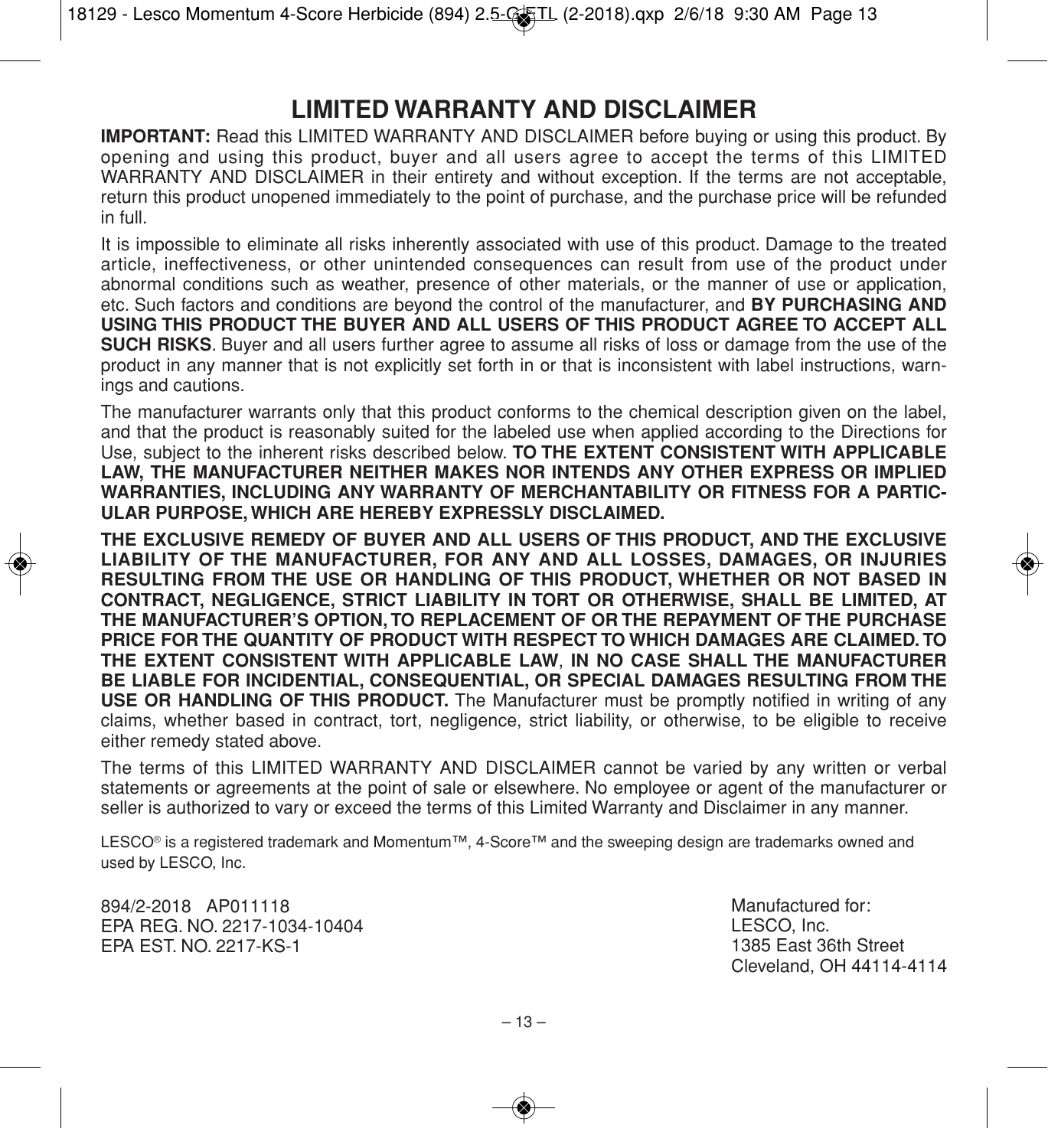# LIMITED WARRANTY AND DISCLAIMER

**IMPORTANT:** Read this LIMITED WARRANTY AND DISCLAIMER before buying or using this product. By opening and using this product, buyer and all users agree to accept the terms of this LIMITED WARRANTY AND DISCLAIMER in their entirety and without exception. If the terms are not acceptable, return this product unopened immediately to the point of purchase, and the purchase price will be refunded in full.

It is impossible to eliminate all risks inherently associated with use of this product. Damage to the treated article, ineffectiveness, or other unintended consequences can result from use of the product under abnormal conditions such as weather, presence of other materials, or the manner of use or application, etc. Such factors and conditions are beyond the control of the manufacturer, and **BY PURCHASING AND USING THIS PRODUCT THE BUYER AND ALL USERS OF THIS PRODUCT AGREE TO ACCEPT ALL SUCH RISKS**. Buyer and all users further agree to assume all risks of loss or damage from the use of the product in any manner that is not explicitly set forth in or that is inconsistent with label instructions, warnings and cautions.

The manufacturer warrants only that this product conforms to the chemical description given on the label, and that the product is reasonably suited for the labeled use when applied according to the Directions for Use, subject to the inherent risks described below. **TO THE EXTENT CONSISTENT WITH APPLICABLE LAW, THE MANUFACTURER NEITHER MAKES NOR INTENDS ANY OTHER EXPRESS OR IMPLIED WARRANTIES, INCLUDING ANY WARRANTY OF MERCHANTABILITY OR FITNESS FOR A PARTICULAR PURPOSE, WHICH ARE HEREBY EXPRESSLY DISCLAIMED.**

**THE EXCLUSIVE REMEDY OF BUYER AND ALL USERS OF THIS PRODUCT, AND THE EXCLUSIVE LIABILITY OF THE MANUFACTURER, FOR ANY AND ALL LOSSES, DAMAGES, OR INJURIES RESULTING FROM THE USE OR HANDLING OF THIS PRODUCT, WHETHER OR NOT BASED IN CONTRACT, NEGLIGENCE, STRICT LIABILITY IN TORT OR OTHERWISE, SHALL BE LIMITED, AT THE MANUFACTURER'S OPTION, TO REPLACEMENT OF OR THE REPAYMENT OF THE PURCHASE PRICE FOR THE QUANTITY OF PRODUCT WITH RESPECT TO WHICH DAMAGES ARE CLAIMED. TO THE EXTENT CONSISTENT WITH APPLICABLE LAW**, **IN NO CASE SHALL THE MANUFACTURER BE LIABLE FOR INCIDENTIAL, CONSEQUENTIAL, OR SPECIAL DAMAGES RESULTING FROM THE USE OR HANDLING OF THIS PRODUCT.** The Manufacturer must be promptly notified in writing of any claims, whether based in contract, tort, negligence, strict liability, or otherwise, to be eligible to receive either remedy stated above.

The terms of this LIMITED WARRANTY AND DISCLAIMER cannot be varied by any written or verbal statements or agreements at the point of sale or elsewhere. No employee or agent of the manufacturer or seller is authorized to vary or exceed the terms of this Limited Warranty and Disclaimer in any manner.

LESCO® is a registered trademark and Momentum™, 4-Score™ and the sweeping design are trademarks owned and used by LESCO, Inc.

894/2-2018 AP011118
EPA REG. NO. 2217-1034-10404
EPA EST. NO. 2217-KS-1

Manufactured for:
LESCO, Inc.
1385 East 36th Street
Cleveland, OH 44114-4114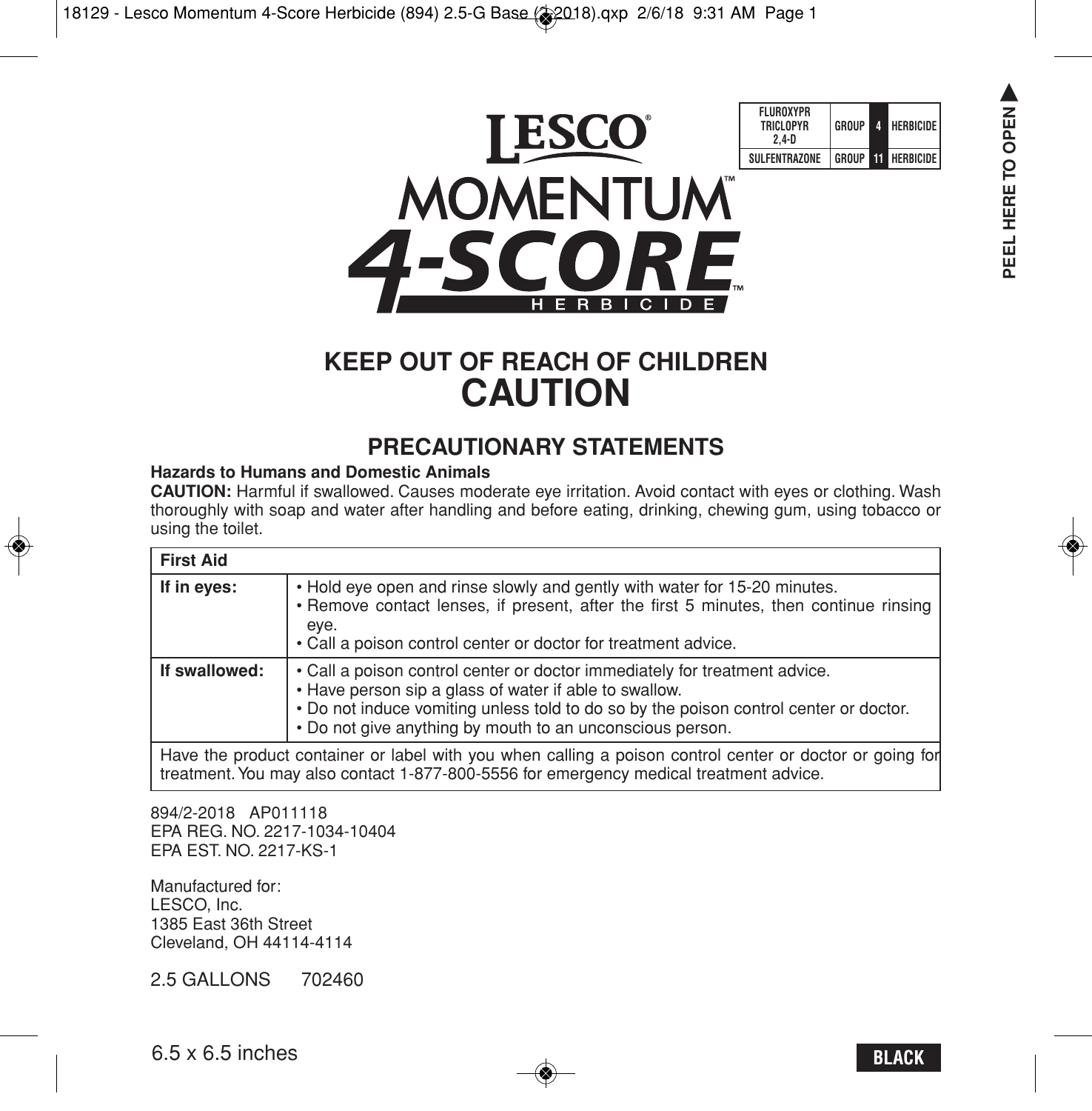| | | | |
|---|---|---|---|
| FLUROXYPR TRICLOPYR 2,4-D | GROUP | 4 | HERBICIDE |
| SULFENTRAZONE | GROUP | 11 | HERBICIDE |

PEEL HERE TO OPEN

# LESCO® MOMENTUM™ 4-SCORE™ HERBICIDE

## KEEP OUT OF REACH OF CHILDREN
## CAUTION

## PRECAUTIONARY STATEMENTS

**Hazards to Humans and Domestic Animals**

**CAUTION:** Harmful if swallowed. Causes moderate eye irritation. Avoid contact with eyes or clothing. Wash thoroughly with soap and water after handling and before eating, drinking, chewing gum, using tobacco or using the toilet.

| First Aid | |
|---|---|
| **If in eyes:** | • Hold eye open and rinse slowly and gently with water for 15-20 minutes.<br>• Remove contact lenses, if present, after the first 5 minutes, then continue rinsing eye.<br>• Call a poison control center or doctor for treatment advice. |
| **If swallowed:** | • Call a poison control center or doctor immediately for treatment advice.<br>• Have person sip a glass of water if able to swallow.<br>• Do not induce vomiting unless told to do so by the poison control center or doctor.<br>• Do not give anything by mouth to an unconscious person. |
| Have the product container or label with you when calling a poison control center or doctor or going for treatment. You may also contact 1-877-800-5556 for emergency medical treatment advice. | |

894/2-2018 AP011118
EPA REG. NO. 2217-1034-10404
EPA EST. NO. 2217-KS-1

Manufactured for:
LESCO, Inc.
1385 East 36th Street
Cleveland, OH 44114-4114

2.5 GALLONS 702460